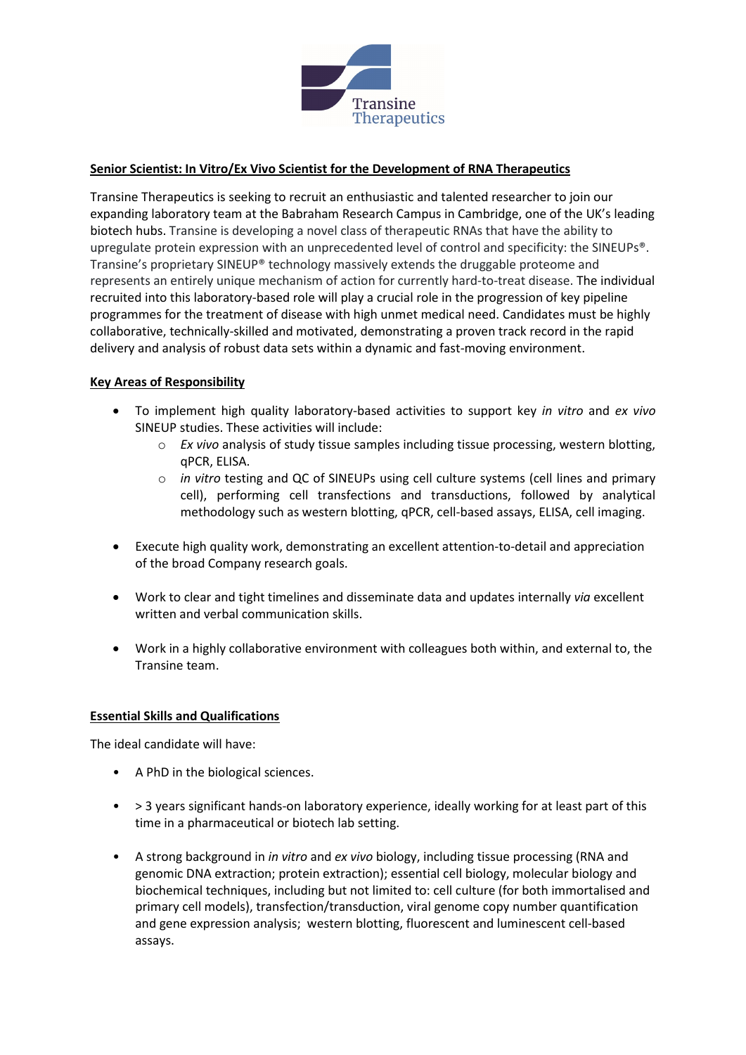Transine Therapeutics

**Senior Scientist: In Vitro/Ex Vivo Scientist for the Development of RNA Therapeutics**

Transine Therapeutics is seeking to recruit an enthusiastic and talented researcher to join our expanding laboratory team at the Babraham Research Campus in Cambridge, one of the UK's leading biotech hubs. Transine is developing a novel class of therapeutic RNAs that have the ability to upregulate protein expression with an unprecedented level of control and specificity: the SINEUPs®. Transine's proprietary SINEUP® technology massively extends the druggable proteome and represents an entirely unique mechanism of action for currently hard-to-treat disease. The individual recruited into this laboratory-based role will play a crucial role in the progression of key pipeline programmes for the treatment of disease with high unmet medical need. Candidates must be highly collaborative, technically-skilled and motivated, demonstrating a proven track record in the rapid delivery and analysis of robust data sets within a dynamic and fast-moving environment.

**Key Areas of Responsibility**

- To implement high quality laboratory-based activities to support key *in vitro* and *ex vivo* SINEUP studies. These activities will include:
  - *Ex vivo* analysis of study tissue samples including tissue processing, western blotting, qPCR, ELISA.
  - *in vitro* testing and QC of SINEUPs using cell culture systems (cell lines and primary cell), performing cell transfections and transductions, followed by analytical methodology such as western blotting, qPCR, cell-based assays, ELISA, cell imaging.
- Execute high quality work, demonstrating an excellent attention-to-detail and appreciation of the broad Company research goals.
- Work to clear and tight timelines and disseminate data and updates internally *via* excellent written and verbal communication skills.
- Work in a highly collaborative environment with colleagues both within, and external to, the Transine team.

**Essential Skills and Qualifications**

The ideal candidate will have:

- A PhD in the biological sciences.
- > 3 years significant hands-on laboratory experience, ideally working for at least part of this time in a pharmaceutical or biotech lab setting.
- A strong background in *in vitro* and *ex vivo* biology, including tissue processing (RNA and genomic DNA extraction; protein extraction); essential cell biology, molecular biology and biochemical techniques, including but not limited to: cell culture (for both immortalised and primary cell models), transfection/transduction, viral genome copy number quantification and gene expression analysis; western blotting, fluorescent and luminescent cell-based assays.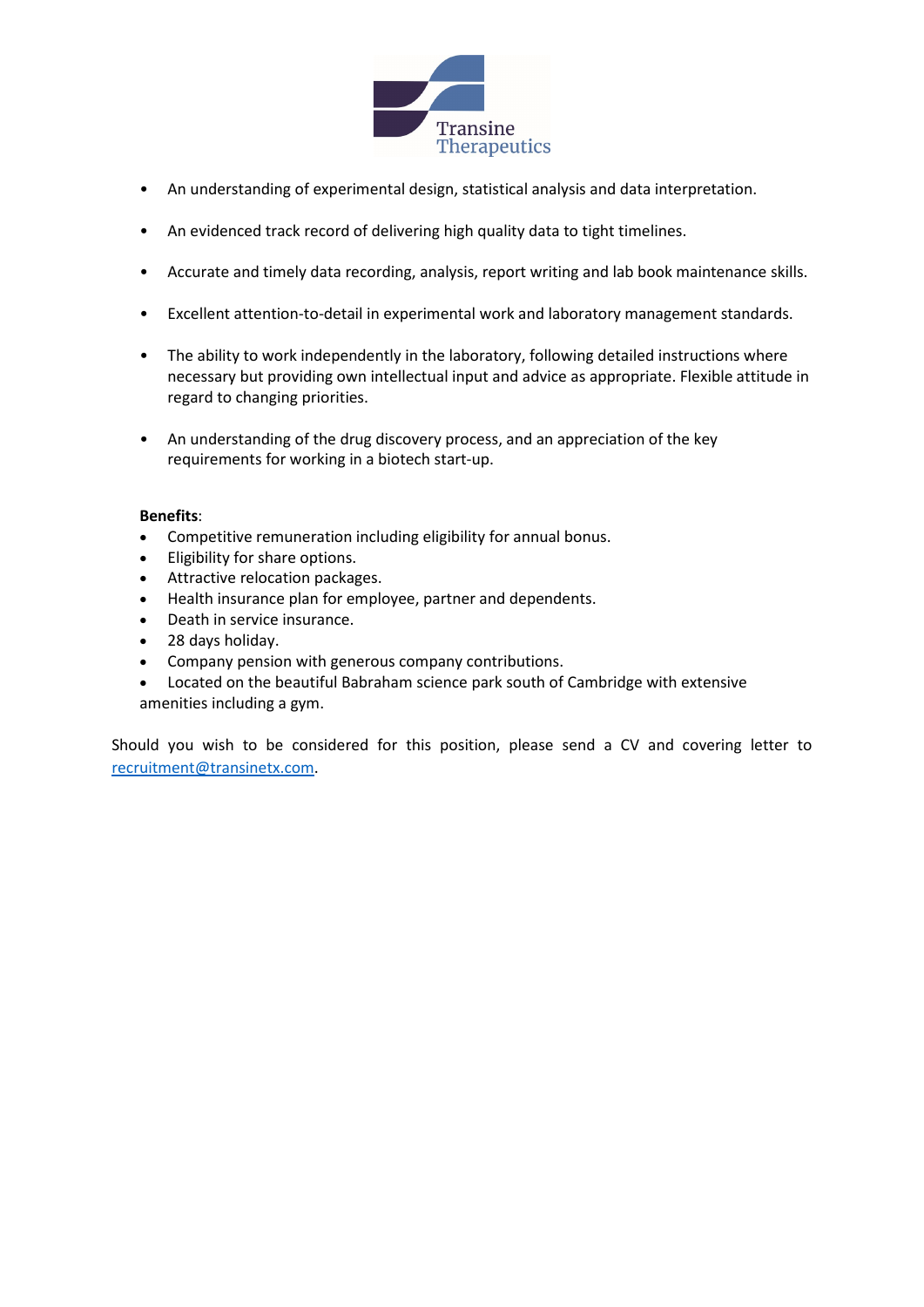- An understanding of experimental design, statistical analysis and data interpretation.
- An evidenced track record of delivering high quality data to tight timelines.
- Accurate and timely data recording, analysis, report writing and lab book maintenance skills.
- Excellent attention-to-detail in experimental work and laboratory management standards.
- The ability to work independently in the laboratory, following detailed instructions where necessary but providing own intellectual input and advice as appropriate. Flexible attitude in regard to changing priorities.
- An understanding of the drug discovery process, and an appreciation of the key requirements for working in a biotech start-up.

**Benefits**:

- Competitive remuneration including eligibility for annual bonus.
- Eligibility for share options.
- Attractive relocation packages.
- Health insurance plan for employee, partner and dependents.
- Death in service insurance.
- 28 days holiday.
- Company pension with generous company contributions.
- Located on the beautiful Babraham science park south of Cambridge with extensive amenities including a gym.

Should you wish to be considered for this position, please send a CV and covering letter to [recruitment@transinetx.com](mailto:recruitment@transinetx.com).